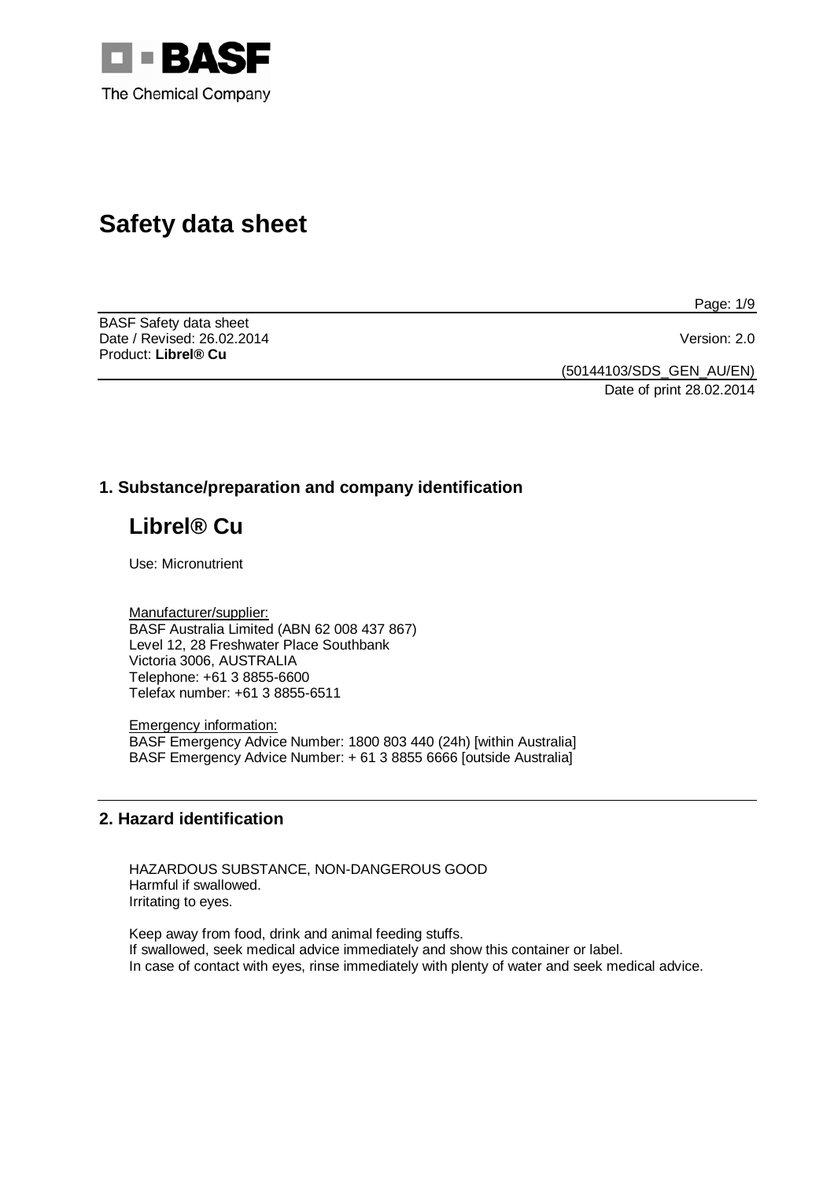# Safety data sheet

BASF Safety data sheet
Date / Revised: 26.02.2014 Version: 2.0
Product: **Librel® Cu**

(50144103/SDS_GEN_AU/EN)
Date of print 28.02.2014

## 1. Substance/preparation and company identification

# Librel® Cu

Use: Micronutrient

Manufacturer/supplier:
BASF Australia Limited (ABN 62 008 437 867)
Level 12, 28 Freshwater Place Southbank
Victoria 3006, AUSTRALIA
Telephone: +61 3 8855-6600
Telefax number: +61 3 8855-6511

Emergency information:
BASF Emergency Advice Number: 1800 803 440 (24h) [within Australia]
BASF Emergency Advice Number: + 61 3 8855 6666 [outside Australia]

## 2. Hazard identification

HAZARDOUS SUBSTANCE, NON-DANGEROUS GOOD
Harmful if swallowed.
Irritating to eyes.

Keep away from food, drink and animal feeding stuffs.
If swallowed, seek medical advice immediately and show this container or label.
In case of contact with eyes, rinse immediately with plenty of water and seek medical advice.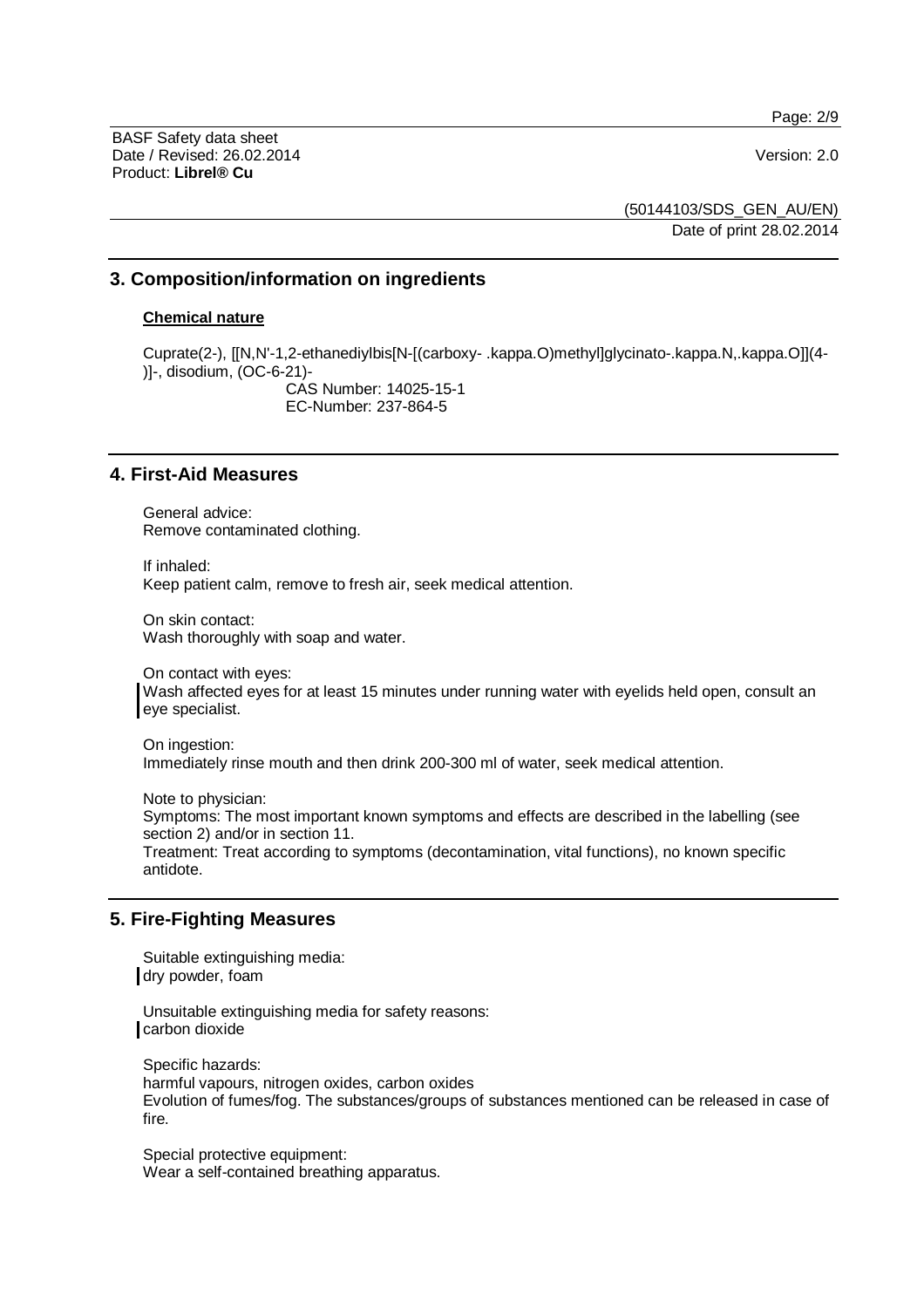## 3. Composition/information on ingredients

**Chemical nature**

Cuprate(2-), [[N,N'-1,2-ethanediylbis[N-[(carboxy- .kappa.O)methyl]glycinato-.kappa.N,.kappa.O]](4-)]-, disodium, (OC-6-21)-
CAS Number: 14025-15-1
EC-Number: 237-864-5

## 4. First-Aid Measures

General advice:
Remove contaminated clothing.

If inhaled:
Keep patient calm, remove to fresh air, seek medical attention.

On skin contact:
Wash thoroughly with soap and water.

On contact with eyes:
Wash affected eyes for at least 15 minutes under running water with eyelids held open, consult an eye specialist.

On ingestion:
Immediately rinse mouth and then drink 200-300 ml of water, seek medical attention.

Note to physician:
Symptoms: The most important known symptoms and effects are described in the labelling (see section 2) and/or in section 11.
Treatment: Treat according to symptoms (decontamination, vital functions), no known specific antidote.

## 5. Fire-Fighting Measures

Suitable extinguishing media:
dry powder, foam

Unsuitable extinguishing media for safety reasons:
carbon dioxide

Specific hazards:
harmful vapours, nitrogen oxides, carbon oxides
Evolution of fumes/fog. The substances/groups of substances mentioned can be released in case of fire.

Special protective equipment:
Wear a self-contained breathing apparatus.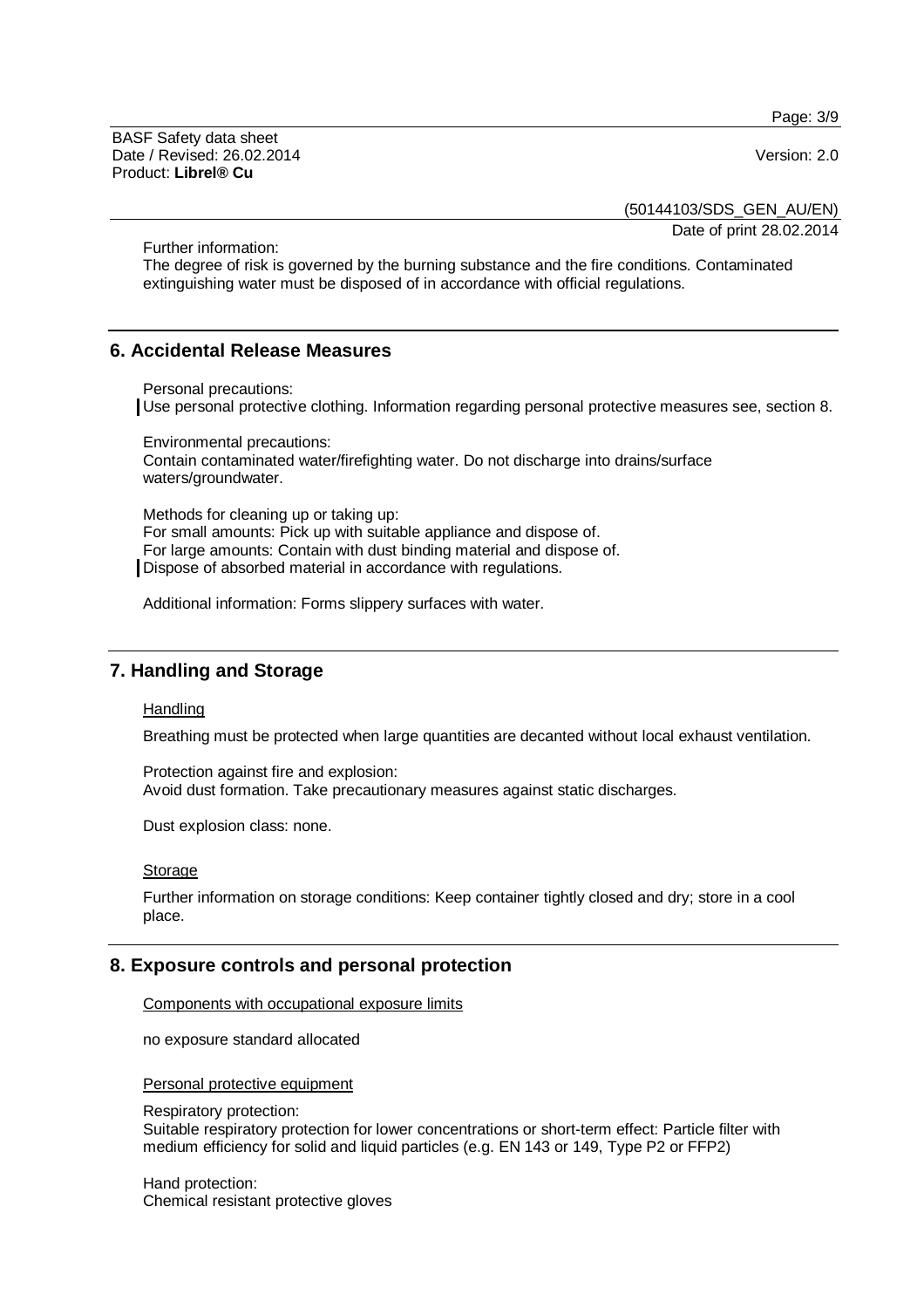Further information:
The degree of risk is governed by the burning substance and the fire conditions. Contaminated extinguishing water must be disposed of in accordance with official regulations.

## 6. Accidental Release Measures

Personal precautions:
Use personal protective clothing. Information regarding personal protective measures see, section 8.

Environmental precautions:
Contain contaminated water/firefighting water. Do not discharge into drains/surface waters/groundwater.

Methods for cleaning up or taking up:
For small amounts: Pick up with suitable appliance and dispose of.
For large amounts: Contain with dust binding material and dispose of.
Dispose of absorbed material in accordance with regulations.

Additional information: Forms slippery surfaces with water.

## 7. Handling and Storage

Handling

Breathing must be protected when large quantities are decanted without local exhaust ventilation.

Protection against fire and explosion:
Avoid dust formation. Take precautionary measures against static discharges.

Dust explosion class: none.

Storage

Further information on storage conditions: Keep container tightly closed and dry; store in a cool place.

## 8. Exposure controls and personal protection

Components with occupational exposure limits

no exposure standard allocated

Personal protective equipment

Respiratory protection:
Suitable respiratory protection for lower concentrations or short-term effect: Particle filter with medium efficiency for solid and liquid particles (e.g. EN 143 or 149, Type P2 or FFP2)

Hand protection:
Chemical resistant protective gloves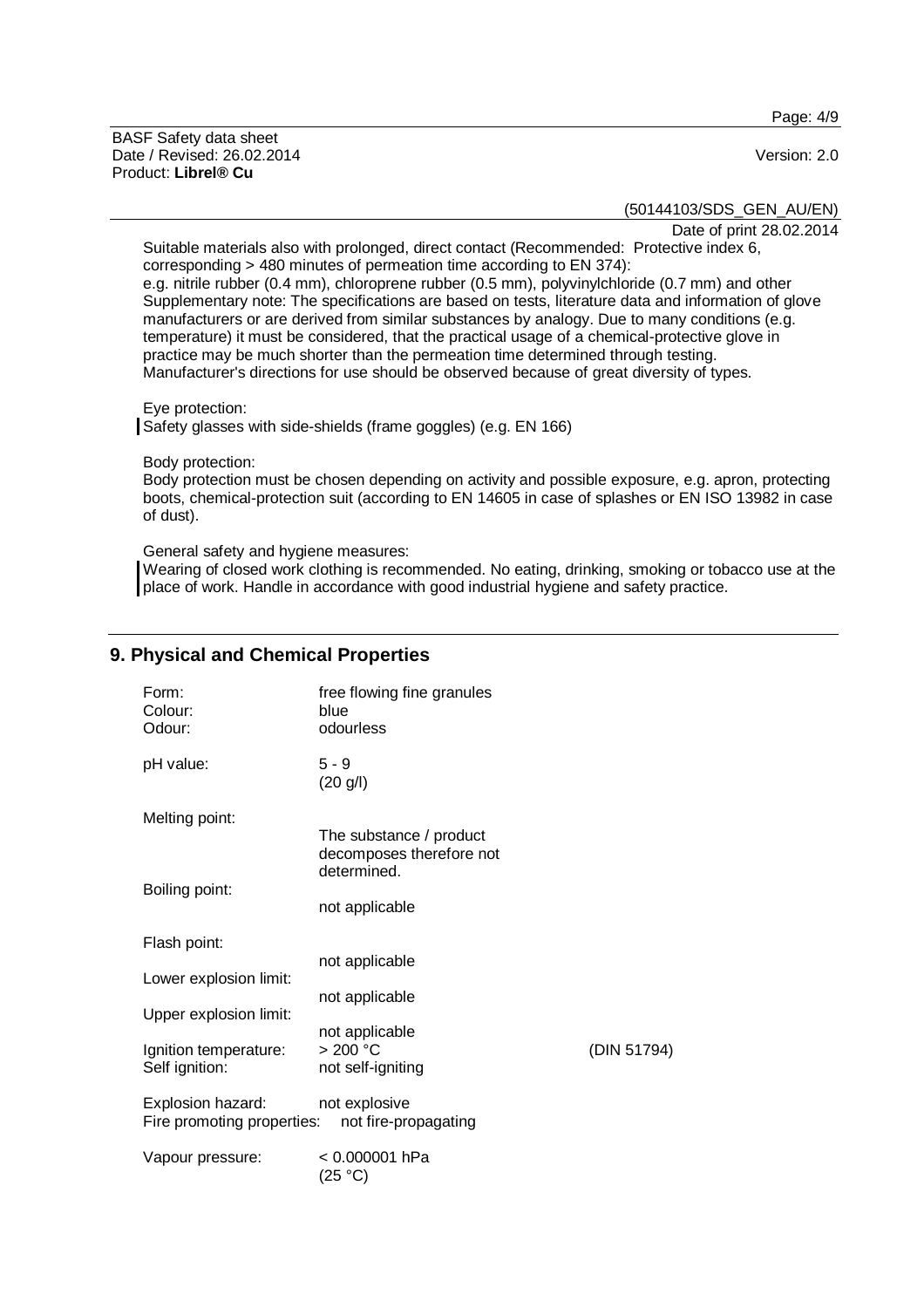Suitable materials also with prolonged, direct contact (Recommended: Protective index 6, corresponding > 480 minutes of permeation time according to EN 374):
e.g. nitrile rubber (0.4 mm), chloroprene rubber (0.5 mm), polyvinylchloride (0.7 mm) and other
Supplementary note: The specifications are based on tests, literature data and information of glove manufacturers or are derived from similar substances by analogy. Due to many conditions (e.g. temperature) it must be considered, that the practical usage of a chemical-protective glove in practice may be much shorter than the permeation time determined through testing.
Manufacturer's directions for use should be observed because of great diversity of types.

Eye protection:
Safety glasses with side-shields (frame goggles) (e.g. EN 166)

Body protection:
Body protection must be chosen depending on activity and possible exposure, e.g. apron, protecting boots, chemical-protection suit (according to EN 14605 in case of splashes or EN ISO 13982 in case of dust).

General safety and hygiene measures:
Wearing of closed work clothing is recommended. No eating, drinking, smoking or tobacco use at the place of work. Handle in accordance with good industrial hygiene and safety practice.

## 9. Physical and Chemical Properties

Form: free flowing fine granules
Colour: blue
Odour: odourless

pH value: 5 - 9
(20 g/l)

Melting point:
The substance / product decomposes therefore not determined.

Boiling point:
not applicable

Flash point:
not applicable

Lower explosion limit:
not applicable

Upper explosion limit:
not applicable

Ignition temperature: > 200 °C (DIN 51794)
Self ignition: not self-igniting

Explosion hazard: not explosive
Fire promoting properties: not fire-propagating

Vapour pressure: < 0.000001 hPa
(25 °C)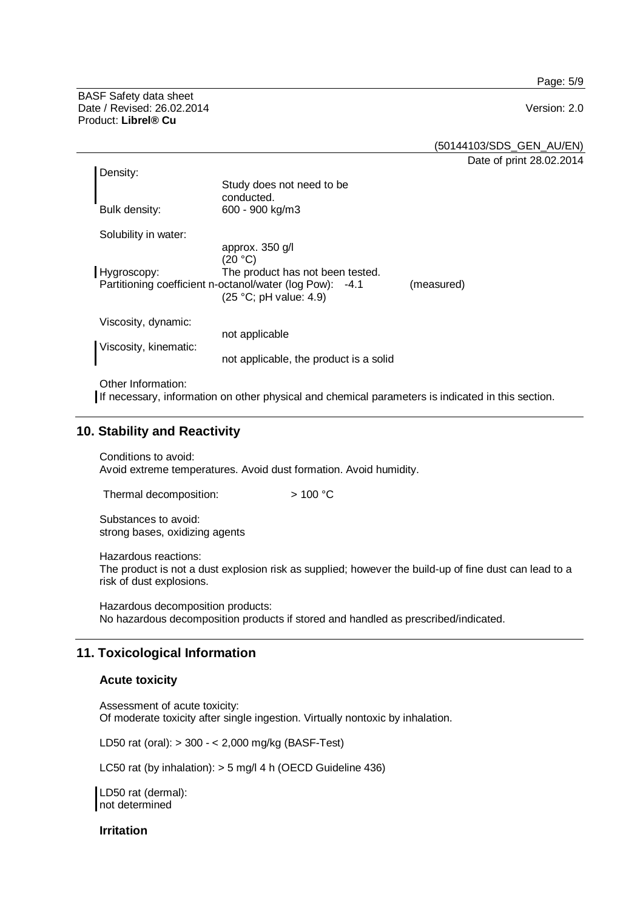Density:
Study does not need to be conducted.

Bulk density: 600 - 900 kg/m3

Solubility in water:
approx. 350 g/l
(20 °C)

Hygroscopy: The product has not been tested.

Partitioning coefficient n-octanol/water (log Pow): -4.1 (measured)
(25 °C; pH value: 4.9)

Viscosity, dynamic:
not applicable

Viscosity, kinematic:
not applicable, the product is a solid

Other Information:
If necessary, information on other physical and chemical parameters is indicated in this section.

## 10. Stability and Reactivity

Conditions to avoid:
Avoid extreme temperatures. Avoid dust formation. Avoid humidity.

Thermal decomposition: > 100 °C

Substances to avoid:
strong bases, oxidizing agents

Hazardous reactions:
The product is not a dust explosion risk as supplied; however the build-up of fine dust can lead to a risk of dust explosions.

Hazardous decomposition products:
No hazardous decomposition products if stored and handled as prescribed/indicated.

## 11. Toxicological Information

### Acute toxicity

Assessment of acute toxicity:
Of moderate toxicity after single ingestion. Virtually nontoxic by inhalation.

LD50 rat (oral): > 300 - < 2,000 mg/kg (BASF-Test)

LC50 rat (by inhalation): > 5 mg/l 4 h (OECD Guideline 436)

LD50 rat (dermal):
not determined

### Irritation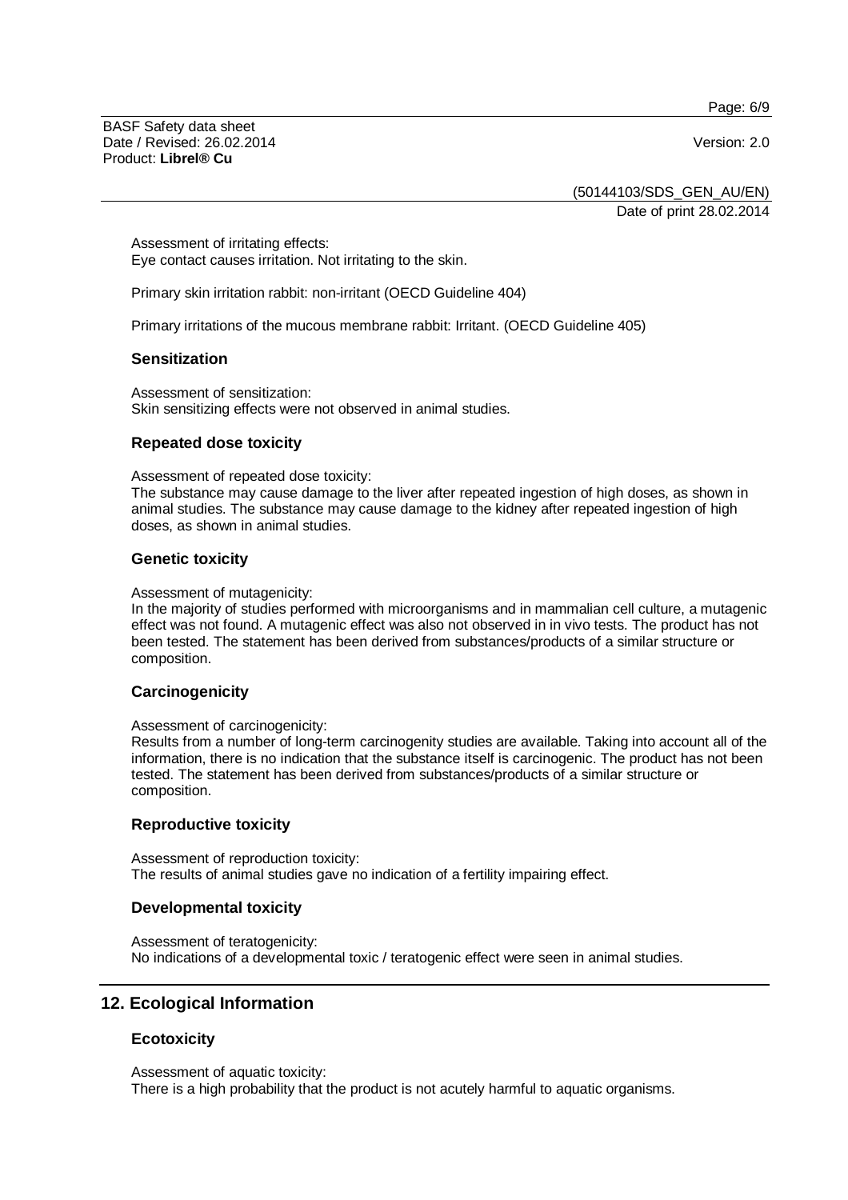Assessment of irritating effects:
Eye contact causes irritation. Not irritating to the skin.

Primary skin irritation rabbit: non-irritant (OECD Guideline 404)

Primary irritations of the mucous membrane rabbit: Irritant. (OECD Guideline 405)

### Sensitization

Assessment of sensitization:
Skin sensitizing effects were not observed in animal studies.

### Repeated dose toxicity

Assessment of repeated dose toxicity:
The substance may cause damage to the liver after repeated ingestion of high doses, as shown in animal studies. The substance may cause damage to the kidney after repeated ingestion of high doses, as shown in animal studies.

### Genetic toxicity

Assessment of mutagenicity:
In the majority of studies performed with microorganisms and in mammalian cell culture, a mutagenic effect was not found. A mutagenic effect was also not observed in in vivo tests. The product has not been tested. The statement has been derived from substances/products of a similar structure or composition.

### Carcinogenicity

Assessment of carcinogenicity:
Results from a number of long-term carcinogenity studies are available. Taking into account all of the information, there is no indication that the substance itself is carcinogenic. The product has not been tested. The statement has been derived from substances/products of a similar structure or composition.

### Reproductive toxicity

Assessment of reproduction toxicity:
The results of animal studies gave no indication of a fertility impairing effect.

### Developmental toxicity

Assessment of teratogenicity:
No indications of a developmental toxic / teratogenic effect were seen in animal studies.

## 12. Ecological Information

### Ecotoxicity

Assessment of aquatic toxicity:
There is a high probability that the product is not acutely harmful to aquatic organisms.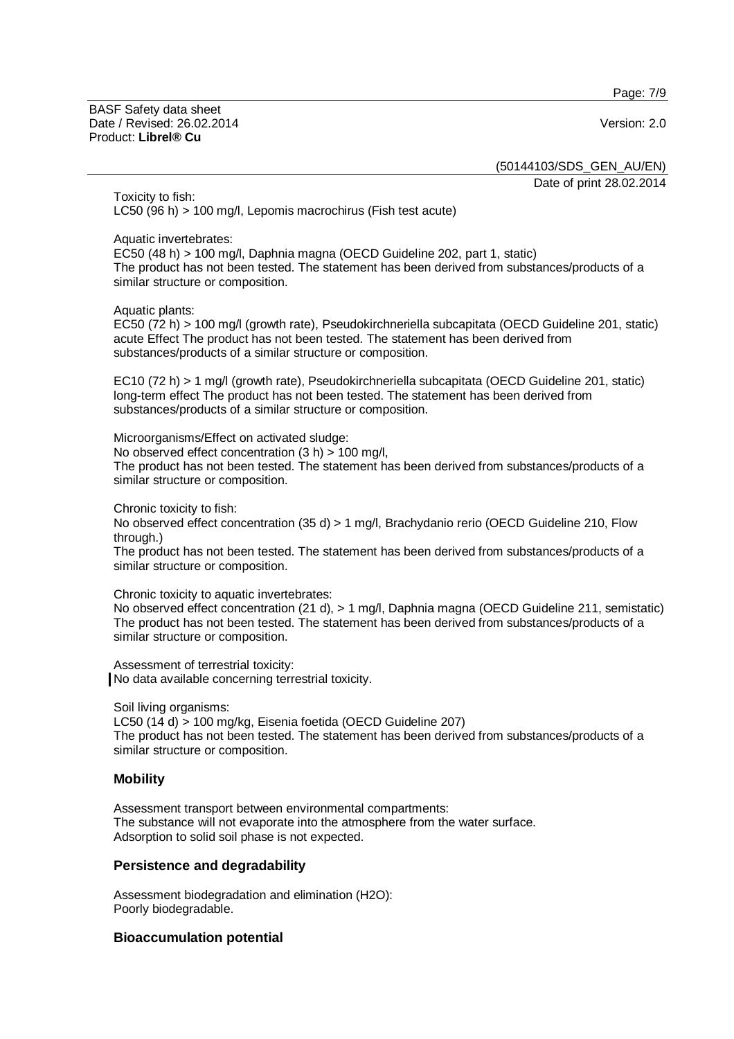Toxicity to fish:
LC50 (96 h) > 100 mg/l, Lepomis macrochirus (Fish test acute)

Aquatic invertebrates:
EC50 (48 h) > 100 mg/l, Daphnia magna (OECD Guideline 202, part 1, static)
The product has not been tested. The statement has been derived from substances/products of a similar structure or composition.

Aquatic plants:
EC50 (72 h) > 100 mg/l (growth rate), Pseudokirchneriella subcapitata (OECD Guideline 201, static) acute Effect The product has not been tested. The statement has been derived from substances/products of a similar structure or composition.

EC10 (72 h) > 1 mg/l (growth rate), Pseudokirchneriella subcapitata (OECD Guideline 201, static) long-term effect The product has not been tested. The statement has been derived from substances/products of a similar structure or composition.

Microorganisms/Effect on activated sludge:
No observed effect concentration (3 h) > 100 mg/l,
The product has not been tested. The statement has been derived from substances/products of a similar structure or composition.

Chronic toxicity to fish:
No observed effect concentration (35 d) > 1 mg/l, Brachydanio rerio (OECD Guideline 210, Flow through.)
The product has not been tested. The statement has been derived from substances/products of a similar structure or composition.

Chronic toxicity to aquatic invertebrates:
No observed effect concentration (21 d), > 1 mg/l, Daphnia magna (OECD Guideline 211, semistatic)
The product has not been tested. The statement has been derived from substances/products of a similar structure or composition.

Assessment of terrestrial toxicity:
No data available concerning terrestrial toxicity.

Soil living organisms:
LC50 (14 d) > 100 mg/kg, Eisenia foetida (OECD Guideline 207)
The product has not been tested. The statement has been derived from substances/products of a similar structure or composition.

### Mobility

Assessment transport between environmental compartments:
The substance will not evaporate into the atmosphere from the water surface.
Adsorption to solid soil phase is not expected.

### Persistence and degradability

Assessment biodegradation and elimination ($H_2O$):
Poorly biodegradable.

### Bioaccumulation potential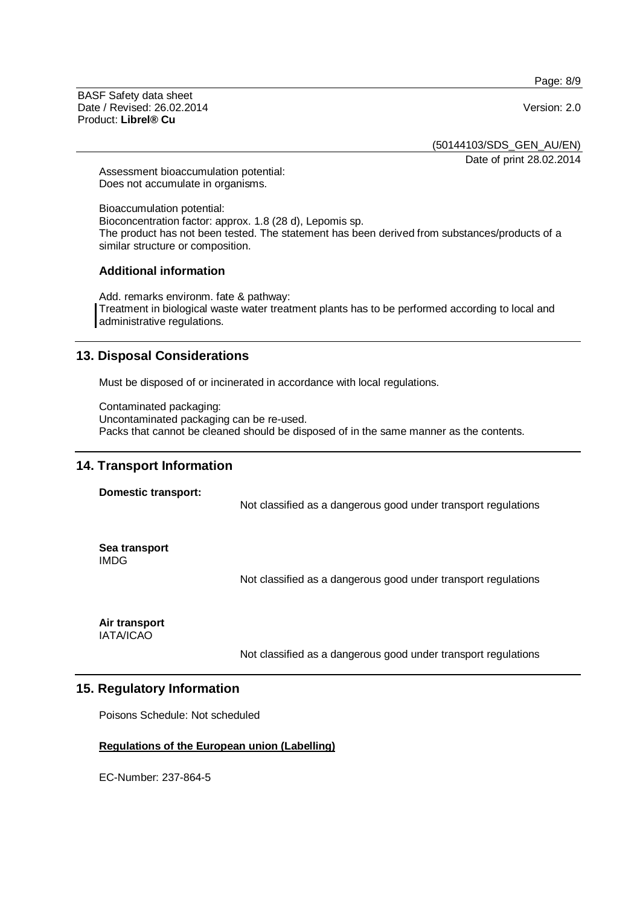Assessment bioaccumulation potential:
Does not accumulate in organisms.

Bioaccumulation potential:
Bioconcentration factor: approx. 1.8 (28 d), Lepomis sp.
The product has not been tested. The statement has been derived from substances/products of a similar structure or composition.

### Additional information

Add. remarks environm. fate & pathway:
Treatment in biological waste water treatment plants has to be performed according to local and administrative regulations.

## 13. Disposal Considerations

Must be disposed of or incinerated in accordance with local regulations.

Contaminated packaging:
Uncontaminated packaging can be re-used.
Packs that cannot be cleaned should be disposed of in the same manner as the contents.

## 14. Transport Information

**Domestic transport:**

Not classified as a dangerous good under transport regulations

**Sea transport**
IMDG

Not classified as a dangerous good under transport regulations

**Air transport**
IATA/ICAO

Not classified as a dangerous good under transport regulations

## 15. Regulatory Information

Poisons Schedule: Not scheduled

**Regulations of the European union (Labelling)**

EC-Number: 237-864-5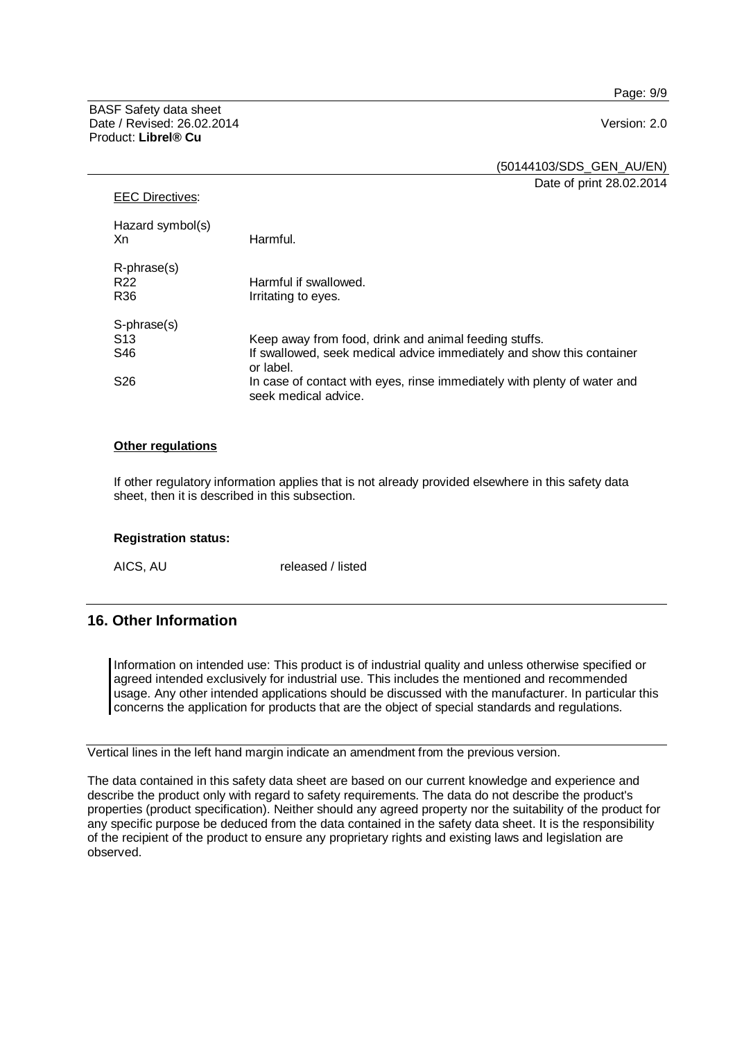EEC Directives:

| | |
|---|---|
| Hazard symbol(s) | |
| Xn | Harmful. |
| R-phrase(s) | |
| R22 | Harmful if swallowed. |
| R36 | Irritating to eyes. |
| S-phrase(s) | |
| S13 | Keep away from food, drink and animal feeding stuffs. |
| S46 | If swallowed, seek medical advice immediately and show this container or label. |
| S26 | In case of contact with eyes, rinse immediately with plenty of water and seek medical advice. |

**Other regulations**

If other regulatory information applies that is not already provided elsewhere in this safety data sheet, then it is described in this subsection.

**Registration status:**

AICS, AU released / listed

## 16. Other Information

Information on intended use: This product is of industrial quality and unless otherwise specified or agreed intended exclusively for industrial use. This includes the mentioned and recommended usage. Any other intended applications should be discussed with the manufacturer. In particular this concerns the application for products that are the object of special standards and regulations.

Vertical lines in the left hand margin indicate an amendment from the previous version.

The data contained in this safety data sheet are based on our current knowledge and experience and describe the product only with regard to safety requirements. The data do not describe the product's properties (product specification). Neither should any agreed property nor the suitability of the product for any specific purpose be deduced from the data contained in the safety data sheet. It is the responsibility of the recipient of the product to ensure any proprietary rights and existing laws and legislation are observed.